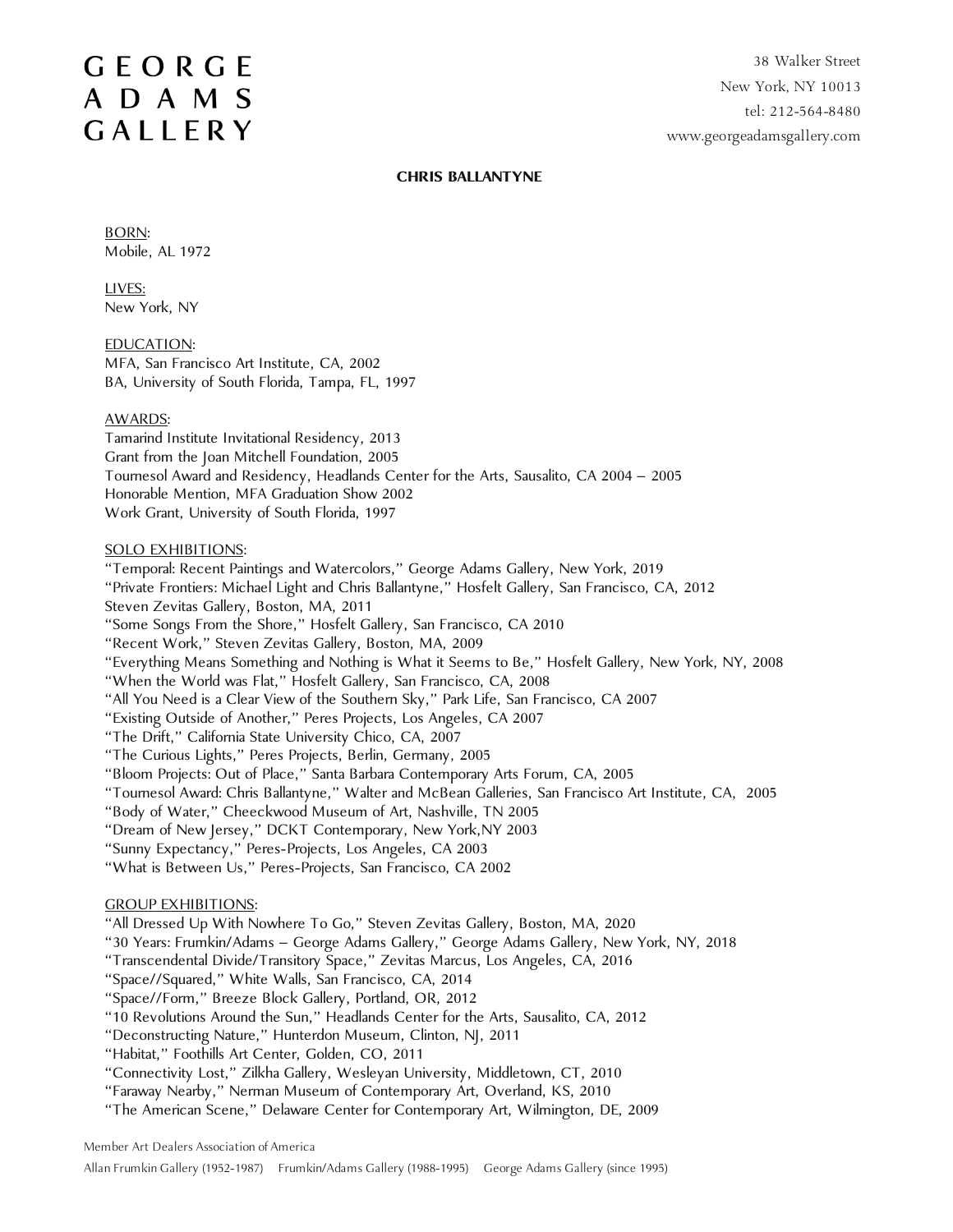# GEORGE ADAMS GALLERY

38 Walker Street
New York, NY 10013
tel: 212-564-8480
www.georgeadamsgallery.com

## CHRIS BALLANTYNE

BORN:
Mobile, AL 1972

LIVES:
New York, NY

EDUCATION:
MFA, San Francisco Art Institute, CA, 2002
BA, University of South Florida, Tampa, FL, 1997

AWARDS:
Tamarind Institute Invitational Residency, 2013
Grant from the Joan Mitchell Foundation, 2005
Tournesol Award and Residency, Headlands Center for the Arts, Sausalito, CA 2004 – 2005
Honorable Mention, MFA Graduation Show 2002
Work Grant, University of South Florida, 1997

SOLO EXHIBITIONS:
"Temporal: Recent Paintings and Watercolors," George Adams Gallery, New York, 2019
"Private Frontiers: Michael Light and Chris Ballantyne," Hosfelt Gallery, San Francisco, CA, 2012
Steven Zevitas Gallery, Boston, MA, 2011
"Some Songs From the Shore," Hosfelt Gallery, San Francisco, CA 2010
"Recent Work," Steven Zevitas Gallery, Boston, MA, 2009
"Everything Means Something and Nothing is What it Seems to Be," Hosfelt Gallery, New York, NY, 2008
"When the World was Flat," Hosfelt Gallery, San Francisco, CA, 2008
"All You Need is a Clear View of the Southern Sky," Park Life, San Francisco, CA 2007
"Existing Outside of Another," Peres Projects, Los Angeles, CA 2007
"The Drift," California State University Chico, CA, 2007
"The Curious Lights," Peres Projects, Berlin, Germany, 2005
"Bloom Projects: Out of Place," Santa Barbara Contemporary Arts Forum, CA, 2005
"Tournesol Award: Chris Ballantyne," Walter and McBean Galleries, San Francisco Art Institute, CA, 2005
"Body of Water," Cheeckwood Museum of Art, Nashville, TN 2005
"Dream of New Jersey," DCKT Contemporary, New York,NY 2003
"Sunny Expectancy," Peres-Projects, Los Angeles, CA 2003
"What is Between Us," Peres-Projects, San Francisco, CA 2002

GROUP EXHIBITIONS:
"All Dressed Up With Nowhere To Go," Steven Zevitas Gallery, Boston, MA, 2020
"30 Years: Frumkin/Adams – George Adams Gallery," George Adams Gallery, New York, NY, 2018
"Transcendental Divide/Transitory Space," Zevitas Marcus, Los Angeles, CA, 2016
"Space//Squared," White Walls, San Francisco, CA, 2014
"Space//Form," Breeze Block Gallery, Portland, OR, 2012
"10 Revolutions Around the Sun," Headlands Center for the Arts, Sausalito, CA, 2012
"Deconstructing Nature," Hunterdon Museum, Clinton, NJ, 2011
"Habitat," Foothills Art Center, Golden, CO, 2011
"Connectivity Lost," Zilkha Gallery, Wesleyan University, Middletown, CT, 2010
"Faraway Nearby," Nerman Museum of Contemporary Art, Overland, KS, 2010
"The American Scene," Delaware Center for Contemporary Art, Wilmington, DE, 2009

Member Art Dealers Association of America
Allan Frumkin Gallery (1952-1987) Frumkin/Adams Gallery (1988-1995) George Adams Gallery (since 1995)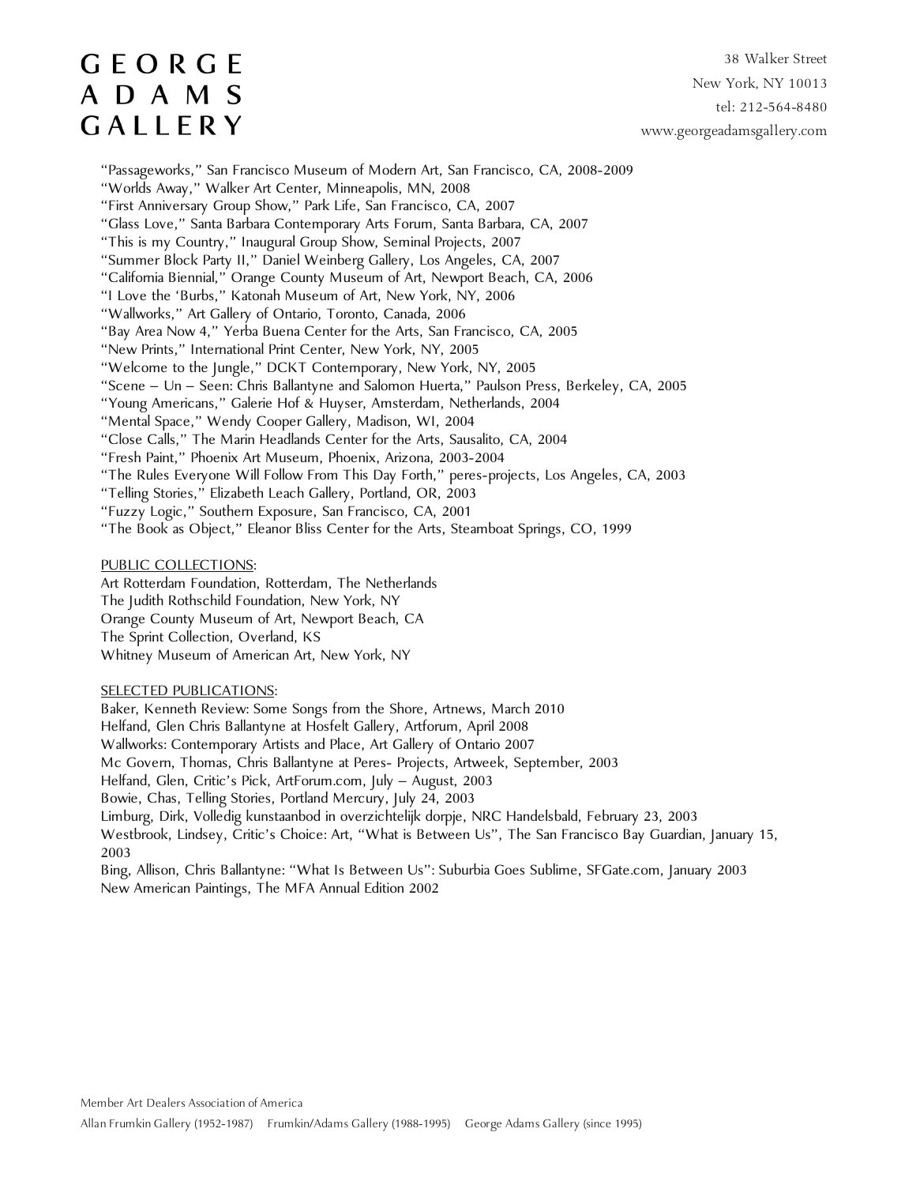"Passageworks," San Francisco Museum of Modern Art, San Francisco, CA, 2008-2009
"Worlds Away," Walker Art Center, Minneapolis, MN, 2008
"First Anniversary Group Show," Park Life, San Francisco, CA, 2007
"Glass Love," Santa Barbara Contemporary Arts Forum, Santa Barbara, CA, 2007
"This is my Country," Inaugural Group Show, Seminal Projects, 2007
"Summer Block Party II," Daniel Weinberg Gallery, Los Angeles, CA, 2007
"California Biennial," Orange County Museum of Art, Newport Beach, CA, 2006
"I Love the 'Burbs," Katonah Museum of Art, New York, NY, 2006
"Wallworks," Art Gallery of Ontario, Toronto, Canada, 2006
"Bay Area Now 4," Yerba Buena Center for the Arts, San Francisco, CA, 2005
"New Prints," International Print Center, New York, NY, 2005
"Welcome to the Jungle," DCKT Contemporary, New York, NY, 2005
"Scene – Un – Seen: Chris Ballantyne and Salomon Huerta," Paulson Press, Berkeley, CA, 2005
"Young Americans," Galerie Hof & Huyser, Amsterdam, Netherlands, 2004
"Mental Space," Wendy Cooper Gallery, Madison, WI, 2004
"Close Calls," The Marin Headlands Center for the Arts, Sausalito, CA, 2004
"Fresh Paint," Phoenix Art Museum, Phoenix, Arizona, 2003-2004
"The Rules Everyone Will Follow From This Day Forth," peres-projects, Los Angeles, CA, 2003
"Telling Stories," Elizabeth Leach Gallery, Portland, OR, 2003
"Fuzzy Logic," Southern Exposure, San Francisco, CA, 2001
"The Book as Object," Eleanor Bliss Center for the Arts, Steamboat Springs, CO, 1999

PUBLIC COLLECTIONS:
Art Rotterdam Foundation, Rotterdam, The Netherlands
The Judith Rothschild Foundation, New York, NY
Orange County Museum of Art, Newport Beach, CA
The Sprint Collection, Overland, KS
Whitney Museum of American Art, New York, NY

SELECTED PUBLICATIONS:
Baker, Kenneth Review: Some Songs from the Shore, Artnews, March 2010
Helfand, Glen Chris Ballantyne at Hosfelt Gallery, Artforum, April 2008
Wallworks: Contemporary Artists and Place, Art Gallery of Ontario 2007
Mc Govern, Thomas, Chris Ballantyne at Peres- Projects, Artweek, September, 2003
Helfand, Glen, Critic's Pick, ArtForum.com, July – August, 2003
Bowie, Chas, Telling Stories, Portland Mercury, July 24, 2003
Limburg, Dirk, Volledig kunstaanbod in overzichtelijk dorpje, NRC Handelsbald, February 23, 2003
Westbrook, Lindsey, Critic's Choice: Art, "What is Between Us", The San Francisco Bay Guardian, January 15, 2003
Bing, Allison, Chris Ballantyne: "What Is Between Us": Suburbia Goes Sublime, SFGate.com, January 2003
New American Paintings, The MFA Annual Edition 2002